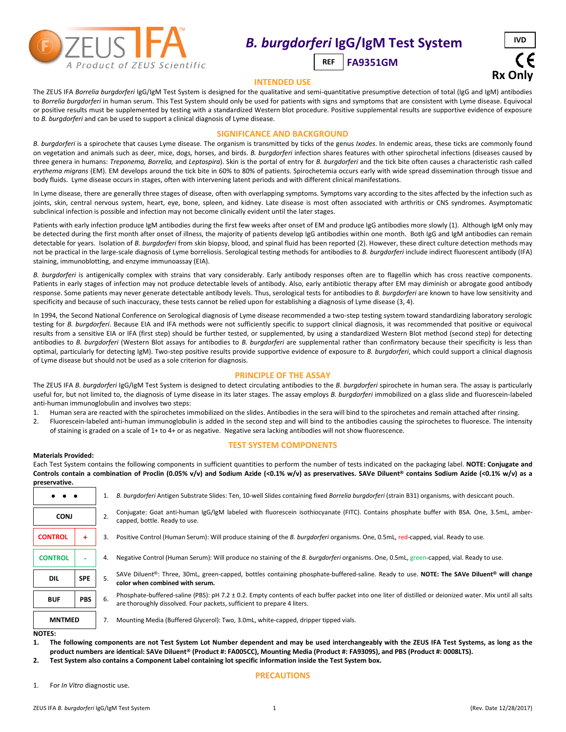ZEUS IFA — A Product of ZEUS Scientific

# *B. burgdorferi* IgG/IgM Test System

REF **FA9351GM**

IVD

CE

**Rx Only**

## INTENDED USE

The ZEUS IFA *Borrelia burgdorferi* IgG/IgM Test System is designed for the qualitative and semi-quantitative presumptive detection of total (IgG and IgM) antibodies to *Borrelia burgdorferi* in human serum. This Test System should only be used for patients with signs and symptoms that are consistent with Lyme disease. Equivocal or positive results must be supplemented by testing with a standardized Western blot procedure. Positive supplemental results are supportive evidence of exposure to *B. burgdorferi* and can be used to support a clinical diagnosis of Lyme disease.

## SIGNIFICANCE AND BACKGROUND

*B. burgdorferi* is a spirochete that causes Lyme disease. The organism is transmitted by ticks of the genus *Ixodes*. In endemic areas, these ticks are commonly found on vegetation and animals such as deer, mice, dogs, horses, and birds. *B. burgdorferi* infection shares features with other spirochetal infections (diseases caused by three genera in humans: *Treponema, Borrelia,* and *Leptospira*). Skin is the portal of entry for *B. burgdorferi* and the tick bite often causes a characteristic rash called *erythema migrans* (EM). EM develops around the tick bite in 60% to 80% of patients. Spirochetemia occurs early with wide spread dissemination through tissue and body fluids. Lyme disease occurs in stages, often with intervening latent periods and with different clinical manifestations.

In Lyme disease, there are generally three stages of disease, often with overlapping symptoms. Symptoms vary according to the sites affected by the infection such as joints, skin, central nervous system, heart, eye, bone, spleen, and kidney. Late disease is most often associated with arthritis or CNS syndromes. Asymptomatic subclinical infection is possible and infection may not become clinically evident until the later stages.

Patients with early infection produce IgM antibodies during the first few weeks after onset of EM and produce IgG antibodies more slowly (1). Although IgM only may be detected during the first month after onset of illness, the majority of patients develop IgG antibodies within one month. Both IgG and IgM antibodies can remain detectable for years. Isolation of *B. burgdorferi* from skin biopsy, blood, and spinal fluid has been reported (2). However, these direct culture detection methods may not be practical in the large-scale diagnosis of Lyme borreliosis. Serological testing methods for antibodies to *B. burgdorferi* include indirect fluorescent antibody (IFA) staining, immunoblotting, and enzyme immunoassay (EIA).

*B. burgdorferi* is antigenically complex with strains that vary considerably. Early antibody responses often are to flagellin which has cross reactive components. Patients in early stages of infection may not produce detectable levels of antibody. Also, early antibiotic therapy after EM may diminish or abrogate good antibody response. Some patients may never generate detectable antibody levels. Thus, serological tests for antibodies to *B. burgdorferi* are known to have low sensitivity and specificity and because of such inaccuracy, these tests cannot be relied upon for establishing a diagnosis of Lyme disease (3, 4).

In 1994, the Second National Conference on Serological diagnosis of Lyme disease recommended a two-step testing system toward standardizing laboratory serologic testing for *B. burgdorferi*. Because EIA and IFA methods were not sufficiently specific to support clinical diagnosis, it was recommended that positive or equivocal results from a sensitive EIA or IFA (first step) should be further tested, or supplemented, by using a standardized Western Blot method (second step) for detecting antibodies to *B. burgdorferi* (Western Blot assays for antibodies to *B. burgdorferi* are supplemental rather than confirmatory because their specificity is less than optimal, particularly for detecting IgM). Two-step positive results provide supportive evidence of exposure to *B. burgdorferi*, which could support a clinical diagnosis of Lyme disease but should not be used as a sole criterion for diagnosis.

## PRINCIPLE OF THE ASSAY

The ZEUS IFA *B. burgdorferi* IgG/IgM Test System is designed to detect circulating antibodies to the *B. burgdorferi* spirochete in human sera. The assay is particularly useful for, but not limited to, the diagnosis of Lyme disease in its later stages. The assay employs *B. burgdorferi* immobilized on a glass slide and fluorescein-labeled anti-human immunoglobulin and involves two steps:

1. Human sera are reacted with the spirochetes immobilized on the slides. Antibodies in the sera will bind to the spirochetes and remain attached after rinsing.
2. Fluorescein-labeled anti-human immunoglobulin is added in the second step and will bind to the antibodies causing the spirochetes to fluoresce. The intensity of staining is graded on a scale of 1+ to 4+ or as negative. Negative sera lacking antibodies will not show fluorescence.

## TEST SYSTEM COMPONENTS

**Materials Provided:**

Each Test System contains the following components in sufficient quantities to perform the number of tests indicated on the packaging label. **NOTE: Conjugate and Controls contain a combination of Proclin (0.05% v/v) and Sodium Azide (<0.1% w/v) as preservatives. SAVe Diluent® contains Sodium Azide (<0.1% w/v) as a preservative.**

| Symbol | | Component |
|---|---|---|
| • • • | | 1. *B. burgdorferi* Antigen Substrate Slides: Ten, 10-well Slides containing fixed *Borrelia burgdorferi* (strain B31) organisms, with desiccant pouch. |
| CONJ | | 2. Conjugate: Goat anti-human IgG/IgM labeled with fluorescein isothiocyanate (FITC). Contains phosphate buffer with BSA. One, 3.5mL, amber-capped, bottle. Ready to use. |
| CONTROL | + | 3. Positive Control (Human Serum): Will produce staining of the *B. burgdorferi* organisms. One, 0.5mL, red-capped, vial. Ready to use. |
| CONTROL | - | 4. Negative Control (Human Serum): Will produce no staining of the *B. burgdorferi* organisms. One, 0.5mL, green-capped, vial. Ready to use. |
| DIL | SPE | 5. SAVe Diluent®: Three, 30mL, green-capped, bottles containing phosphate-buffered-saline. Ready to use. **NOTE: The SAVe Diluent® will change color when combined with serum.** |
| BUF | PBS | 6. Phosphate-buffered-saline (PBS): pH 7.2 ± 0.2. Empty contents of each buffer packet into one liter of distilled or deionized water. Mix until all salts are thoroughly dissolved. Four packets, sufficient to prepare 4 liters. |
| MNTMED | | 7. Mounting Media (Buffered Glycerol): Two, 3.0mL, white-capped, dripper tipped vials. |

**NOTES:**

1. **The following components are not Test System Lot Number dependent and may be used interchangeably with the ZEUS IFA Test Systems, as long as the product numbers are identical: SAVe Diluent® (Product #: FA005CC), Mounting Media (Product #: FA9309S), and PBS (Product #: 0008LTS).**
2. **Test System also contains a Component Label containing lot specific information inside the Test System box.**

## PRECAUTIONS

1. For *In Vitro* diagnostic use.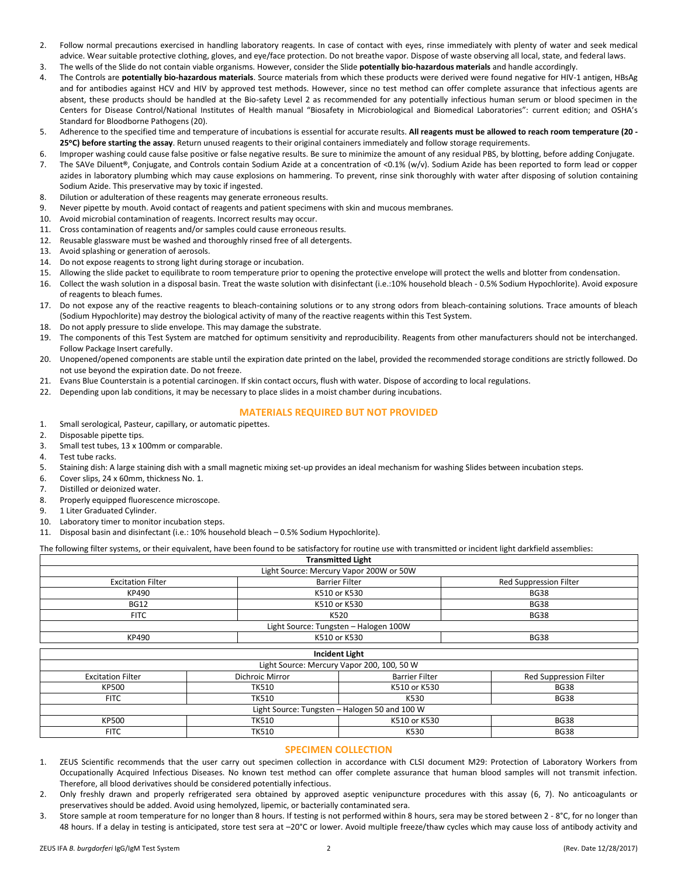2. Follow normal precautions exercised in handling laboratory reagents. In case of contact with eyes, rinse immediately with plenty of water and seek medical advice. Wear suitable protective clothing, gloves, and eye/face protection. Do not breathe vapor. Dispose of waste observing all local, state, and federal laws.
3. The wells of the Slide do not contain viable organisms. However, consider the Slide **potentially bio-hazardous materials** and handle accordingly.
4. The Controls are **potentially bio-hazardous materials**. Source materials from which these products were derived were found negative for HIV-1 antigen, HBsAg and for antibodies against HCV and HIV by approved test methods. However, since no test method can offer complete assurance that infectious agents are absent, these products should be handled at the Bio-safety Level 2 as recommended for any potentially infectious human serum or blood specimen in the Centers for Disease Control/National Institutes of Health manual "Biosafety in Microbiological and Biomedical Laboratories": current edition; and OSHA's Standard for Bloodborne Pathogens (20).
5. Adherence to the specified time and temperature of incubations is essential for accurate results. **All reagents must be allowed to reach room temperature (20 - 25°C) before starting the assay**. Return unused reagents to their original containers immediately and follow storage requirements.
6. Improper washing could cause false positive or false negative results. Be sure to minimize the amount of any residual PBS, by blotting, before adding Conjugate.
7. The SAVe Diluent®, Conjugate, and Controls contain Sodium Azide at a concentration of <0.1% (w/v). Sodium Azide has been reported to form lead or copper azides in laboratory plumbing which may cause explosions on hammering. To prevent, rinse sink thoroughly with water after disposing of solution containing Sodium Azide. This preservative may by toxic if ingested.
8. Dilution or adulteration of these reagents may generate erroneous results.
9. Never pipette by mouth. Avoid contact of reagents and patient specimens with skin and mucous membranes.
10. Avoid microbial contamination of reagents. Incorrect results may occur.
11. Cross contamination of reagents and/or samples could cause erroneous results.
12. Reusable glassware must be washed and thoroughly rinsed free of all detergents.
13. Avoid splashing or generation of aerosols.
14. Do not expose reagents to strong light during storage or incubation.
15. Allowing the slide packet to equilibrate to room temperature prior to opening the protective envelope will protect the wells and blotter from condensation.
16. Collect the wash solution in a disposal basin. Treat the waste solution with disinfectant (i.e.:10% household bleach - 0.5% Sodium Hypochlorite). Avoid exposure of reagents to bleach fumes.
17. Do not expose any of the reactive reagents to bleach-containing solutions or to any strong odors from bleach-containing solutions. Trace amounts of bleach (Sodium Hypochlorite) may destroy the biological activity of many of the reactive reagents within this Test System.
18. Do not apply pressure to slide envelope. This may damage the substrate.
19. The components of this Test System are matched for optimum sensitivity and reproducibility. Reagents from other manufacturers should not be interchanged. Follow Package Insert carefully.
20. Unopened/opened components are stable until the expiration date printed on the label, provided the recommended storage conditions are strictly followed. Do not use beyond the expiration date. Do not freeze.
21. Evans Blue Counterstain is a potential carcinogen. If skin contact occurs, flush with water. Dispose of according to local regulations.
22. Depending upon lab conditions, it may be necessary to place slides in a moist chamber during incubations.

## MATERIALS REQUIRED BUT NOT PROVIDED

1. Small serological, Pasteur, capillary, or automatic pipettes.
2. Disposable pipette tips.
3. Small test tubes, 13 x 100mm or comparable.
4. Test tube racks.
5. Staining dish: A large staining dish with a small magnetic mixing set-up provides an ideal mechanism for washing Slides between incubation steps.
6. Cover slips, 24 x 60mm, thickness No. 1.
7. Distilled or deionized water.
8. Properly equipped fluorescence microscope.
9. 1 Liter Graduated Cylinder.
10. Laboratory timer to monitor incubation steps.
11. Disposal basin and disinfectant (i.e.: 10% household bleach – 0.5% Sodium Hypochlorite).

The following filter systems, or their equivalent, have been found to be satisfactory for routine use with transmitted or incident light darkfield assemblies:

| **Transmitted Light** | | |
|---|---|---|
| Light Source: Mercury Vapor 200W or 50W | | |
| Excitation Filter | Barrier Filter | Red Suppression Filter |
| KP490 | K510 or K530 | BG38 |
| BG12 | K510 or K530 | BG38 |
| FITC | K520 | BG38 |
| Light Source: Tungsten – Halogen 100W | | |
| KP490 | K510 or K530 | BG38 |

| **Incident Light** | | | |
|---|---|---|---|
| Light Source: Mercury Vapor 200, 100, 50 W | | | |
| Excitation Filter | Dichroic Mirror | Barrier Filter | Red Suppression Filter |
| KP500 | TK510 | K510 or K530 | BG38 |
| FITC | TK510 | K530 | BG38 |
| Light Source: Tungsten – Halogen 50 and 100 W | | | |
| KP500 | TK510 | K510 or K530 | BG38 |
| FITC | TK510 | K530 | BG38 |

## SPECIMEN COLLECTION

1. ZEUS Scientific recommends that the user carry out specimen collection in accordance with CLSI document M29: Protection of Laboratory Workers from Occupationally Acquired Infectious Diseases. No known test method can offer complete assurance that human blood samples will not transmit infection. Therefore, all blood derivatives should be considered potentially infectious.
2. Only freshly drawn and properly refrigerated sera obtained by approved aseptic venipuncture procedures with this assay (6, 7). No anticoagulants or preservatives should be added. Avoid using hemolyzed, lipemic, or bacterially contaminated sera.
3. Store sample at room temperature for no longer than 8 hours. If testing is not performed within 8 hours, sera may be stored between 2 - 8°C, for no longer than 48 hours. If a delay in testing is anticipated, store test sera at –20°C or lower. Avoid multiple freeze/thaw cycles which may cause loss of antibody activity and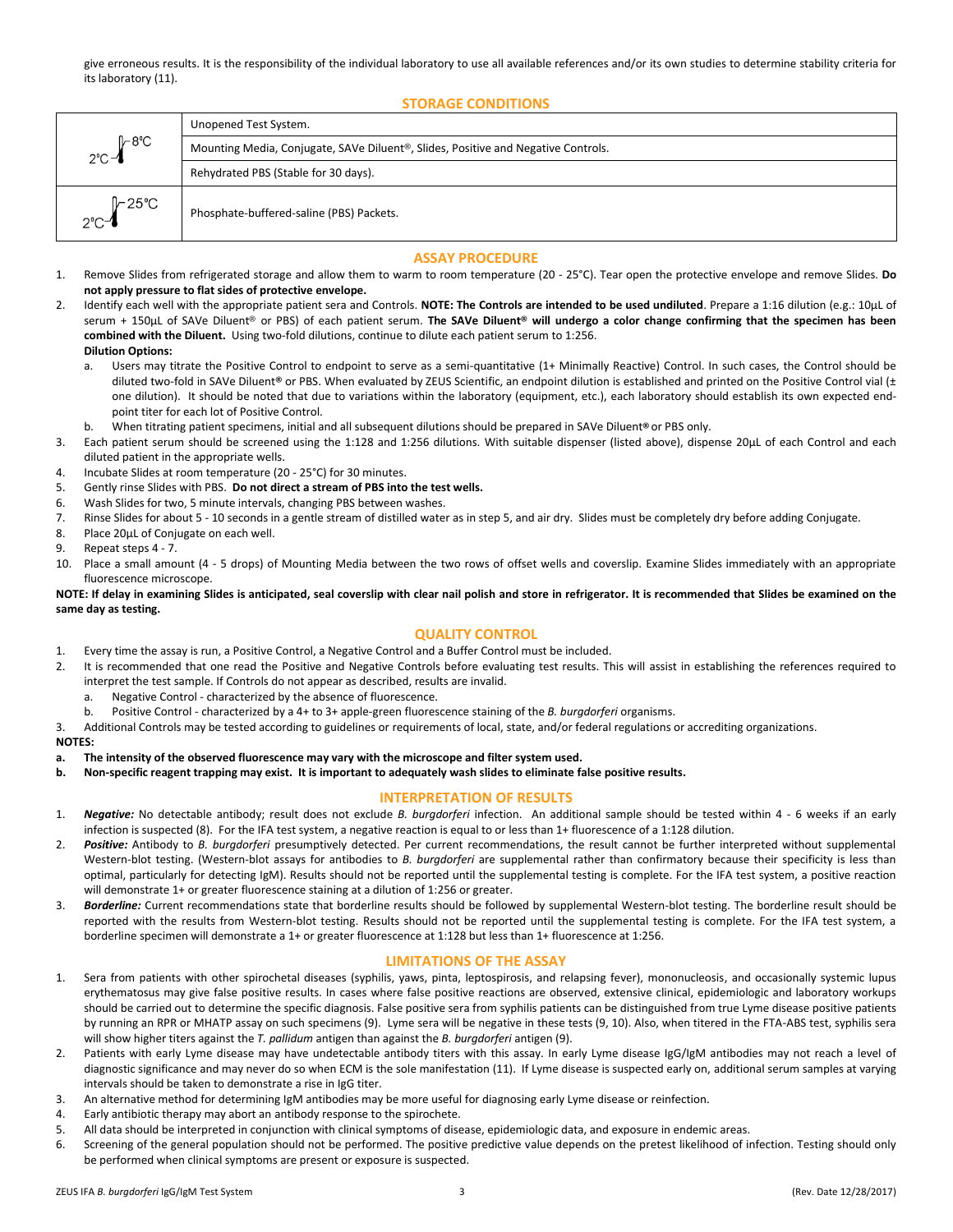give erroneous results. It is the responsibility of the individual laboratory to use all available references and/or its own studies to determine stability criteria for its laboratory (11).

## STORAGE CONDITIONS

| | |
|---|---|
| 2°C – 8°C | Unopened Test System. |
| | Mounting Media, Conjugate, SAVe Diluent®, Slides, Positive and Negative Controls. |
| | Rehydrated PBS (Stable for 30 days). |
| 2°C – 25°C | Phosphate-buffered-saline (PBS) Packets. |

## ASSAY PROCEDURE

1. Remove Slides from refrigerated storage and allow them to warm to room temperature (20 - 25°C). Tear open the protective envelope and remove Slides. **Do not apply pressure to flat sides of protective envelope.**
2. Identify each well with the appropriate patient sera and Controls. **NOTE: The Controls are intended to be used undiluted**. Prepare a 1:16 dilution (e.g.: 10µL of serum + 150µL of SAVe Diluent® or PBS) of each patient serum. **The SAVe Diluent® will undergo a color change confirming that the specimen has been combined with the Diluent.** Using two-fold dilutions, continue to dilute each patient serum to 1:256.
   **Dilution Options:**
   a. Users may titrate the Positive Control to endpoint to serve as a semi-quantitative (1+ Minimally Reactive) Control. In such cases, the Control should be diluted two-fold in SAVe Diluent® or PBS. When evaluated by ZEUS Scientific, an endpoint dilution is established and printed on the Positive Control vial (± one dilution). It should be noted that due to variations within the laboratory (equipment, etc.), each laboratory should establish its own expected end-point titer for each lot of Positive Control.
   b. When titrating patient specimens, initial and all subsequent dilutions should be prepared in SAVe Diluent® or PBS only.
3. Each patient serum should be screened using the 1:128 and 1:256 dilutions. With suitable dispenser (listed above), dispense 20µL of each Control and each diluted patient in the appropriate wells.
4. Incubate Slides at room temperature (20 - 25°C) for 30 minutes.
5. Gently rinse Slides with PBS. **Do not direct a stream of PBS into the test wells.**
6. Wash Slides for two, 5 minute intervals, changing PBS between washes.
7. Rinse Slides for about 5 - 10 seconds in a gentle stream of distilled water as in step 5, and air dry. Slides must be completely dry before adding Conjugate.
8. Place 20µL of Conjugate on each well.
9. Repeat steps 4 - 7.
10. Place a small amount (4 - 5 drops) of Mounting Media between the two rows of offset wells and coverslip. Examine Slides immediately with an appropriate fluorescence microscope.

**NOTE: If delay in examining Slides is anticipated, seal coverslip with clear nail polish and store in refrigerator. It is recommended that Slides be examined on the same day as testing.**

## QUALITY CONTROL

1. Every time the assay is run, a Positive Control, a Negative Control and a Buffer Control must be included.
2. It is recommended that one read the Positive and Negative Controls before evaluating test results. This will assist in establishing the references required to interpret the test sample. If Controls do not appear as described, results are invalid.
   a. Negative Control - characterized by the absence of fluorescence.
   b. Positive Control - characterized by a 4+ to 3+ apple-green fluorescence staining of the *B. burgdorferi* organisms.
3. Additional Controls may be tested according to guidelines or requirements of local, state, and/or federal regulations or accrediting organizations.

**NOTES:**

**a. The intensity of the observed fluorescence may vary with the microscope and filter system used.**

**b. Non-specific reagent trapping may exist. It is important to adequately wash slides to eliminate false positive results.**

## INTERPRETATION OF RESULTS

1. ***Negative:*** No detectable antibody; result does not exclude *B. burgdorferi* infection. An additional sample should be tested within 4 - 6 weeks if an early infection is suspected (8). For the IFA test system, a negative reaction is equal to or less than 1+ fluorescence of a 1:128 dilution.
2. ***Positive:*** Antibody to *B. burgdorferi* presumptively detected. Per current recommendations, the result cannot be further interpreted without supplemental Western-blot testing. (Western-blot assays for antibodies to *B. burgdorferi* are supplemental rather than confirmatory because their specificity is less than optimal, particularly for detecting IgM). Results should not be reported until the supplemental testing is complete. For the IFA test system, a positive reaction will demonstrate 1+ or greater fluorescence staining at a dilution of 1:256 or greater.
3. ***Borderline:*** Current recommendations state that borderline results should be followed by supplemental Western-blot testing. The borderline result should be reported with the results from Western-blot testing. Results should not be reported until the supplemental testing is complete. For the IFA test system, a borderline specimen will demonstrate a 1+ or greater fluorescence at 1:128 but less than 1+ fluorescence at 1:256.

## LIMITATIONS OF THE ASSAY

1. Sera from patients with other spirochetal diseases (syphilis, yaws, pinta, leptospirosis, and relapsing fever), mononucleosis, and occasionally systemic lupus erythematosus may give false positive results. In cases where false positive reactions are observed, extensive clinical, epidemiologic and laboratory workups should be carried out to determine the specific diagnosis. False positive sera from syphilis patients can be distinguished from true Lyme disease positive patients by running an RPR or MHATP assay on such specimens (9). Lyme sera will be negative in these tests (9, 10). Also, when titered in the FTA-ABS test, syphilis sera will show higher titers against the *T. pallidum* antigen than against the *B. burgdorferi* antigen (9).
2. Patients with early Lyme disease may have undetectable antibody titers with this assay. In early Lyme disease IgG/IgM antibodies may not reach a level of diagnostic significance and may never do so when ECM is the sole manifestation (11). If Lyme disease is suspected early on, additional serum samples at varying intervals should be taken to demonstrate a rise in IgG titer.
3. An alternative method for determining IgM antibodies may be more useful for diagnosing early Lyme disease or reinfection.
4. Early antibiotic therapy may abort an antibody response to the spirochete.
5. All data should be interpreted in conjunction with clinical symptoms of disease, epidemiologic data, and exposure in endemic areas.
6. Screening of the general population should not be performed. The positive predictive value depends on the pretest likelihood of infection. Testing should only be performed when clinical symptoms are present or exposure is suspected.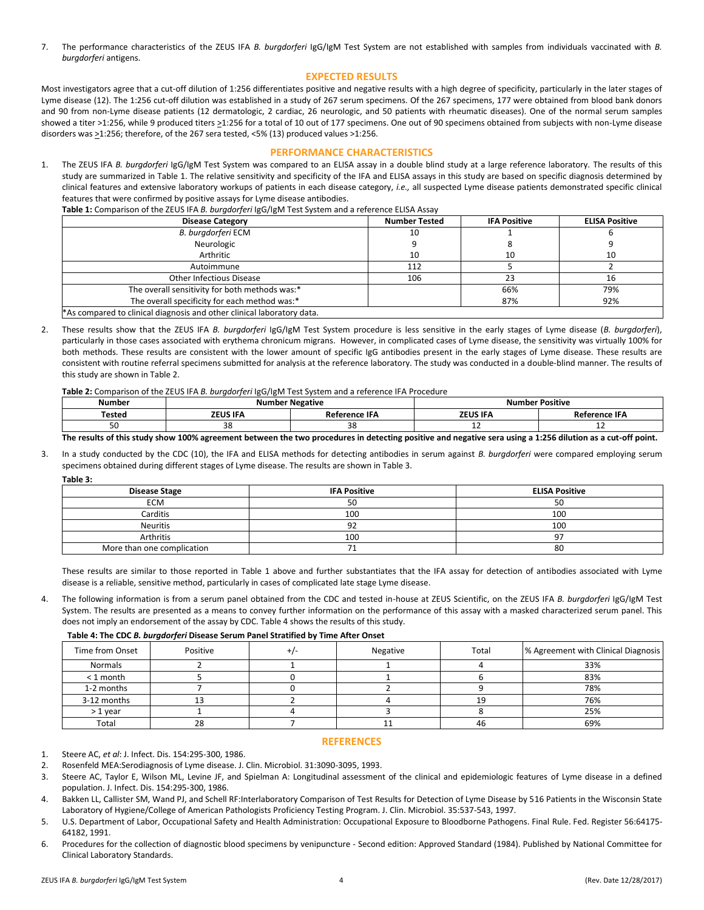7. The performance characteristics of the ZEUS IFA *B. burgdorferi* IgG/IgM Test System are not established with samples from individuals vaccinated with *B. burgdorferi* antigens.

## EXPECTED RESULTS

Most investigators agree that a cut-off dilution of 1:256 differentiates positive and negative results with a high degree of specificity, particularly in the later stages of Lyme disease (12). The 1:256 cut-off dilution was established in a study of 267 serum specimens. Of the 267 specimens, 177 were obtained from blood bank donors and 90 from non-Lyme disease patients (12 dermatologic, 2 cardiac, 26 neurologic, and 50 patients with rheumatic diseases). One of the normal serum samples showed a titer >1:256, while 9 produced titers ≥1:256 for a total of 10 out of 177 specimens. One out of 90 specimens obtained from subjects with non-Lyme disease disorders was ≥1:256; therefore, of the 267 sera tested, <5% (13) produced values >1:256.

## PERFORMANCE CHARACTERISTICS

1. The ZEUS IFA *B. burgdorferi* IgG/IgM Test System was compared to an ELISA assay in a double blind study at a large reference laboratory. The results of this study are summarized in Table 1. The relative sensitivity and specificity of the IFA and ELISA assays in this study are based on specific diagnosis determined by clinical features and extensive laboratory workups of patients in each disease category, *i.e.,* all suspected Lyme disease patients demonstrated specific clinical features that were confirmed by positive assays for Lyme disease antibodies.

**Table 1:** Comparison of the ZEUS IFA *B. burgdorferi* IgG/IgM Test System and a reference ELISA Assay

| Disease Category | Number Tested | IFA Positive | ELISA Positive |
|---|---|---|---|
| *B. burgdorferi* ECM | 10 | 1 | 6 |
| Neurologic | 9 | 8 | 9 |
| Arthritic | 10 | 10 | 10 |
| Autoimmune | 112 | 5 | 2 |
| Other Infectious Disease | 106 | 23 | 16 |
| The overall sensitivity for both methods was:* | | 66% | 79% |
| The overall specificity for each method was:* | | 87% | 92% |

*As compared to clinical diagnosis and other clinical laboratory data.

2. These results show that the ZEUS IFA *B. burgdorferi* IgG/IgM Test System procedure is less sensitive in the early stages of Lyme disease (*B. burgdorferi*), particularly in those cases associated with erythema chronicum migrans. However, in complicated cases of Lyme disease, the sensitivity was virtually 100% for both methods. These results are consistent with the lower amount of specific IgG antibodies present in the early stages of Lyme disease. These results are consistent with routine referral specimens submitted for analysis at the reference laboratory. The study was conducted in a double-blind manner. The results of this study are shown in Table 2.

**Table 2:** Comparison of the ZEUS IFA *B. burgdorferi* IgG/IgM Test System and a reference IFA Procedure

| Number | Number Negative | | Number Positive | |
|---|---|---|---|---|
| Tested | ZEUS IFA | Reference IFA | ZEUS IFA | Reference IFA |
| 50 | 38 | 38 | 12 | 12 |

**The results of this study show 100% agreement between the two procedures in detecting positive and negative sera using a 1:256 dilution as a cut-off point.**

3. In a study conducted by the CDC (10), the IFA and ELISA methods for detecting antibodies in serum against *B. burgdorferi* were compared employing serum specimens obtained during different stages of Lyme disease. The results are shown in Table 3.

**Table 3:**

| Disease Stage | IFA Positive | ELISA Positive |
|---|---|---|
| ECM | 50 | 50 |
| Carditis | 100 | 100 |
| Neuritis | 92 | 100 |
| Arthritis | 100 | 97 |
| More than one complication | 71 | 80 |

These results are similar to those reported in Table 1 above and further substantiates that the IFA assay for detection of antibodies associated with Lyme disease is a reliable, sensitive method, particularly in cases of complicated late stage Lyme disease.

4. The following information is from a serum panel obtained from the CDC and tested in-house at ZEUS Scientific, on the ZEUS IFA *B. burgdorferi* IgG/IgM Test System. The results are presented as a means to convey further information on the performance of this assay with a masked characterized serum panel. This does not imply an endorsement of the assay by CDC. Table 4 shows the results of this study.

**Table 4: The CDC *B. burgdorferi* Disease Serum Panel Stratified by Time After Onset**

| Time from Onset | Positive | +/- | Negative | Total | % Agreement with Clinical Diagnosis |
|---|---|---|---|---|---|
| Normals | 2 | 1 | 1 | 4 | 33% |
| < 1 month | 5 | 0 | 1 | 6 | 83% |
| 1-2 months | 7 | 0 | 2 | 9 | 78% |
| 3-12 months | 13 | 2 | 4 | 19 | 76% |
| > 1 year | 1 | 4 | 3 | 8 | 25% |
| Total | 28 | 7 | 11 | 46 | 69% |

## REFERENCES

1. Steere AC, *et al*: J. Infect. Dis. 154:295-300, 1986.
2. Rosenfeld MEA:Serodiagnosis of Lyme disease. J. Clin. Microbiol. 31:3090-3095, 1993.
3. Steere AC, Taylor E, Wilson ML, Levine JF, and Spielman A: Longitudinal assessment of the clinical and epidemiologic features of Lyme disease in a defined population. J. Infect. Dis. 154:295-300, 1986.
4. Bakken LL, Callister SM, Wand PJ, and Schell RF:Interlaboratory Comparison of Test Results for Detection of Lyme Disease by 516 Patients in the Wisconsin State Laboratory of Hygiene/College of American Pathologists Proficiency Testing Program. J. Clin. Microbiol. 35:537-543, 1997.
5. U.S. Department of Labor, Occupational Safety and Health Administration: Occupational Exposure to Bloodborne Pathogens. Final Rule. Fed. Register 56:64175-64182, 1991.
6. Procedures for the collection of diagnostic blood specimens by venipuncture - Second edition: Approved Standard (1984). Published by National Committee for Clinical Laboratory Standards.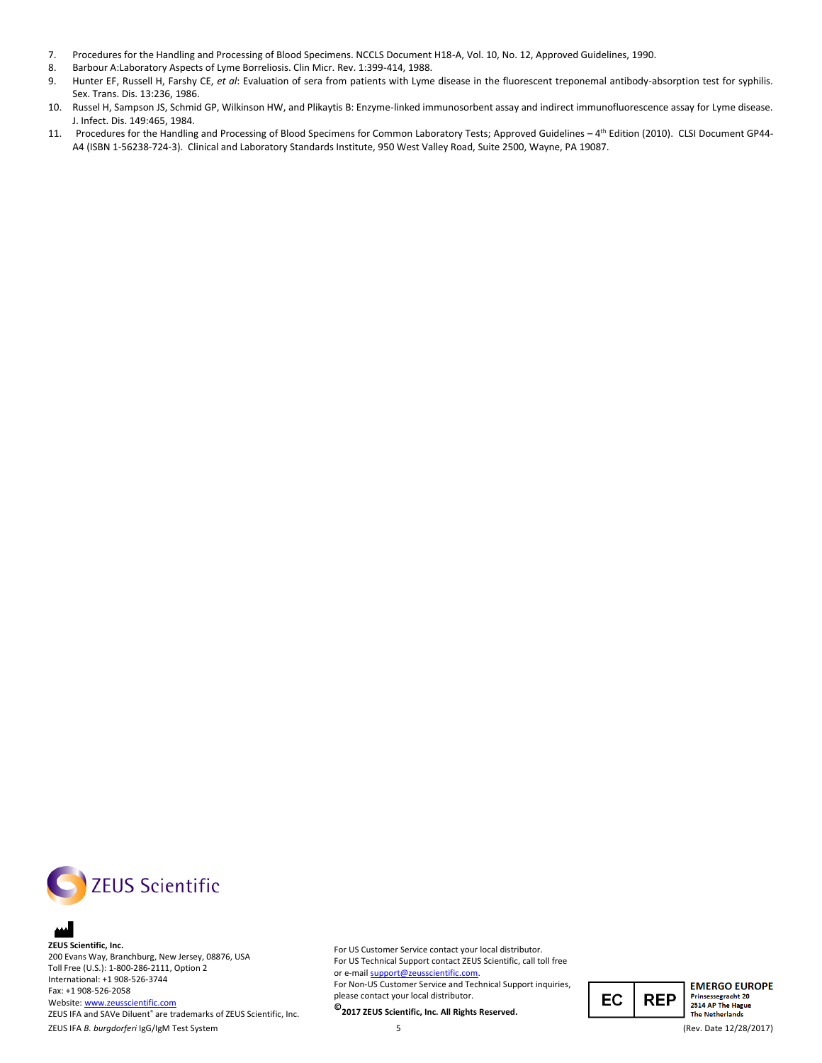7. Procedures for the Handling and Processing of Blood Specimens. NCCLS Document H18-A, Vol. 10, No. 12, Approved Guidelines, 1990.
8. Barbour A:Laboratory Aspects of Lyme Borreliosis. Clin Micr. Rev. 1:399-414, 1988.
9. Hunter EF, Russell H, Farshy CE, *et al*: Evaluation of sera from patients with Lyme disease in the fluorescent treponemal antibody-absorption test for syphilis. Sex. Trans. Dis. 13:236, 1986.
10. Russel H, Sampson JS, Schmid GP, Wilkinson HW, and Plikaytis B: Enzyme-linked immunosorbent assay and indirect immunofluorescence assay for Lyme disease. J. Infect. Dis. 149:465, 1984.
11. Procedures for the Handling and Processing of Blood Specimens for Common Laboratory Tests; Approved Guidelines – 4th Edition (2010). CLSI Document GP44-A4 (ISBN 1-56238-724-3). Clinical and Laboratory Standards Institute, 950 West Valley Road, Suite 2500, Wayne, PA 19087.

ZEUS Scientific

**ZEUS Scientific, Inc.**
200 Evans Way, Branchburg, New Jersey, 08876, USA
Toll Free (U.S.): 1-800-286-2111, Option 2
International: +1 908-526-3744
Fax: +1 908-526-2058
Website: www.zeusscientific.com
ZEUS IFA and SAVe Diluent® are trademarks of ZEUS Scientific, Inc.

For US Customer Service contact your local distributor.
For US Technical Support contact ZEUS Scientific, call toll free or e-mail support@zeusscientific.com.
For Non-US Customer Service and Technical Support inquiries, please contact your local distributor.

**©2017 ZEUS Scientific, Inc. All Rights Reserved.**

EC REP **EMERGO EUROPE**
Prinsessegracht 20
2514 AP The Hague
The Netherlands

ZEUS IFA *B. burgdorferi* IgG/IgM Test System (Rev. Date 12/28/2017)